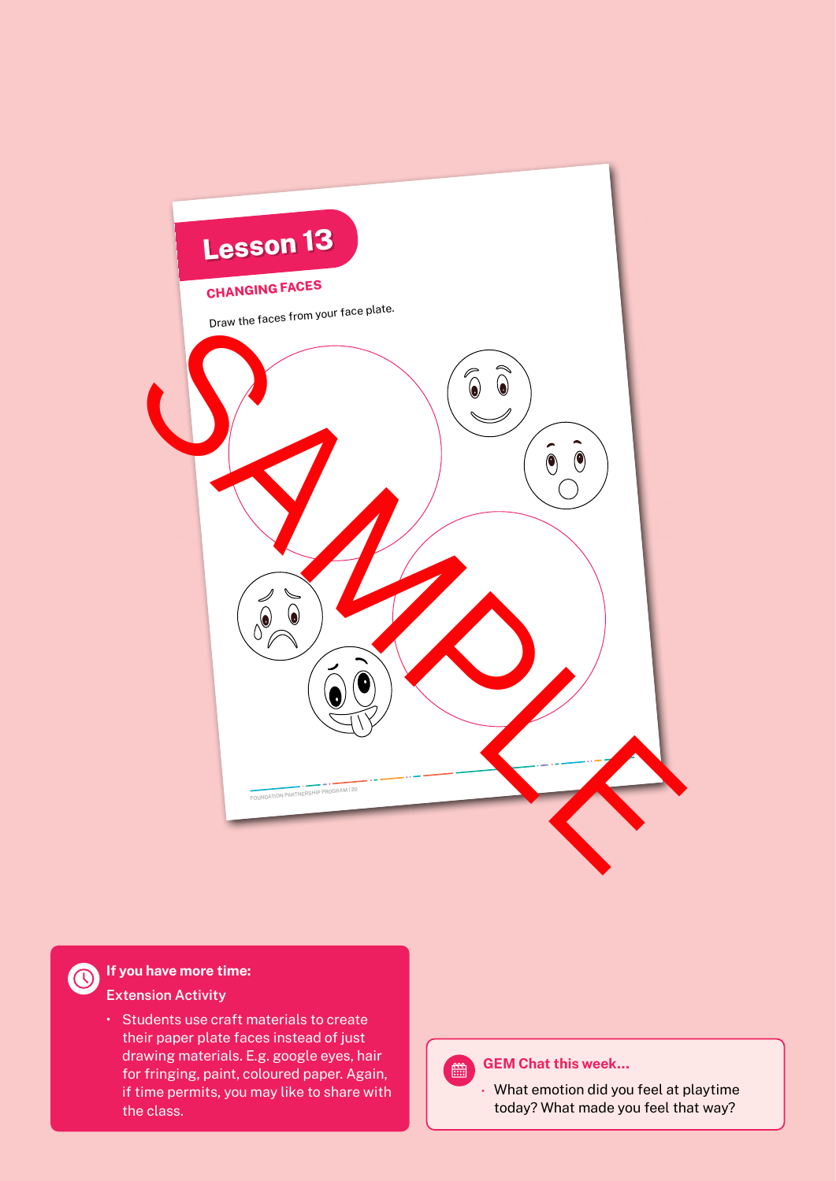# Lesson 13

## CHANGING FACES

Draw the faces from your face plate.

SAMPLE

**If you have more time:**

**Extension Activity**

- Students use craft materials to create their paper plate faces instead of just drawing materials. E.g. google eyes, hair for fringing, paint, coloured paper. Again, if time permits, you may like to share with the class.

**GEM Chat this week...**

- What emotion did you feel at playtime today? What made you feel that way?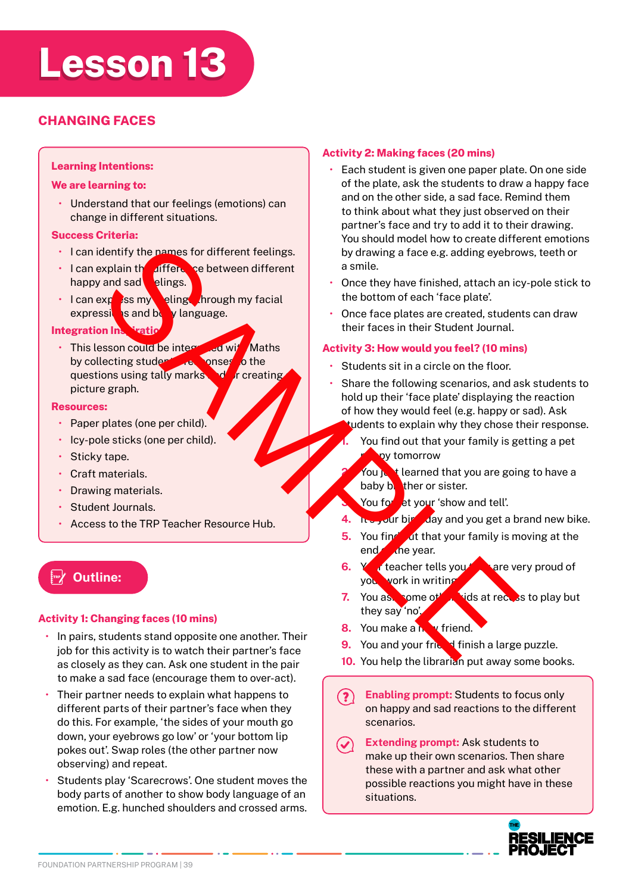# Lesson 13

## CHANGING FACES

**Learning Intentions:**

**We are learning to:**

- Understand that our feelings (emotions) can change in different situations.

**Success Criteria:**

- I can identify the names for different feelings.
- I can explain the difference between different happy and sad feelings.
- I can express my feelings through my facial expressions and body language.

**Integration Inspiration:**

- This lesson could be integrated with Maths by collecting student responses to the questions using tally marks and/or creating a picture graph.

**Resources:**

- Paper plates (one per child).
- Icy-pole sticks (one per child).
- Sticky tape.
- Craft materials.
- Drawing materials.
- Student Journals.
- Access to the TRP Teacher Resource Hub.

## Outline:

### Activity 1: Changing faces (10 mins)

- In pairs, students stand opposite one another. Their job for this activity is to watch their partner's face as closely as they can. Ask one student in the pair to make a sad face (encourage them to over-act).
- Their partner needs to explain what happens to different parts of their partner's face when they do this. For example, 'the sides of your mouth go down, your eyebrows go low' or 'your bottom lip pokes out'. Swap roles (the other partner now observing) and repeat.
- Students play 'Scarecrows'. One student moves the body parts of another to show body language of an emotion. E.g. hunched shoulders and crossed arms.

### Activity 2: Making faces (20 mins)

- Each student is given one paper plate. On one side of the plate, ask the students to draw a happy face and on the other side, a sad face. Remind them to think about what they just observed on their partner's face and try to add it to their drawing. You should model how to create different emotions by drawing a face e.g. adding eyebrows, teeth or a smile.
- Once they have finished, attach an icy-pole stick to the bottom of each 'face plate'.
- Once face plates are created, students can draw their faces in their Student Journal.

### Activity 3: How would you feel? (10 mins)

- Students sit in a circle on the floor.
- Share the following scenarios, and ask students to hold up their 'face plate' displaying the reaction of how they would feel (e.g. happy or sad). Ask students to explain why they chose their response.

1. You find out that your family is getting a pet puppy tomorrow.
2. You just learned that you are going to have a baby brother or sister.
3. You forget your 'show and tell'.
4. It's your birthday and you get a brand new bike.
5. You find out that your family is moving at the end of the year.
6. Your teacher tells you they are very proud of your work in writing.
7. You ask some other kids at recess to play but they say 'no'.
8. You make a new friend.
9. You and your friend finish a large puzzle.
10. You help the librarian put away some books.

**Enabling prompt:** Students to focus only on happy and sad reactions to the different scenarios.

**Extending prompt:** Ask students to make up their own scenarios. Then share these with a partner and ask what other possible reactions you might have in these situations.